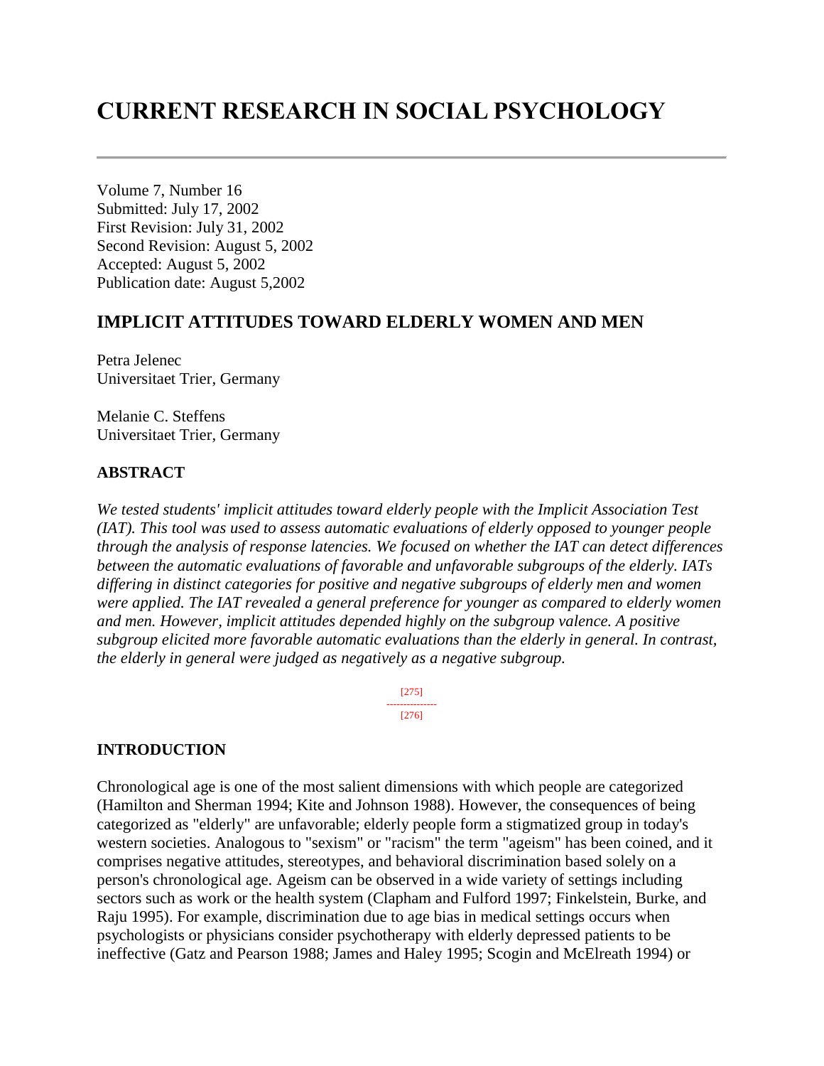# CURRENT RESEARCH IN SOCIAL PSYCHOLOGY

Volume 7, Number 16
Submitted: July 17, 2002
First Revision: July 31, 2002
Second Revision: August 5, 2002
Accepted: August 5, 2002
Publication date: August 5,2002

## IMPLICIT ATTITUDES TOWARD ELDERLY WOMEN AND MEN

Petra Jelenec
Universitaet Trier, Germany

Melanie C. Steffens
Universitaet Trier, Germany

### ABSTRACT

*We tested students' implicit attitudes toward elderly people with the Implicit Association Test (IAT). This tool was used to assess automatic evaluations of elderly opposed to younger people through the analysis of response latencies. We focused on whether the IAT can detect differences between the automatic evaluations of favorable and unfavorable subgroups of the elderly. IATs differing in distinct categories for positive and negative subgroups of elderly men and women were applied. The IAT revealed a general preference for younger as compared to elderly women and men. However, implicit attitudes depended highly on the subgroup valence. A positive subgroup elicited more favorable automatic evaluations than the elderly in general. In contrast, the elderly in general were judged as negatively as a negative subgroup.*

### INTRODUCTION

Chronological age is one of the most salient dimensions with which people are categorized (Hamilton and Sherman 1994; Kite and Johnson 1988). However, the consequences of being categorized as "elderly" are unfavorable; elderly people form a stigmatized group in today's western societies. Analogous to "sexism" or "racism" the term "ageism" has been coined, and it comprises negative attitudes, stereotypes, and behavioral discrimination based solely on a person's chronological age. Ageism can be observed in a wide variety of settings including sectors such as work or the health system (Clapham and Fulford 1997; Finkelstein, Burke, and Raju 1995). For example, discrimination due to age bias in medical settings occurs when psychologists or physicians consider psychotherapy with elderly depressed patients to be ineffective (Gatz and Pearson 1988; James and Haley 1995; Scogin and McElreath 1994) or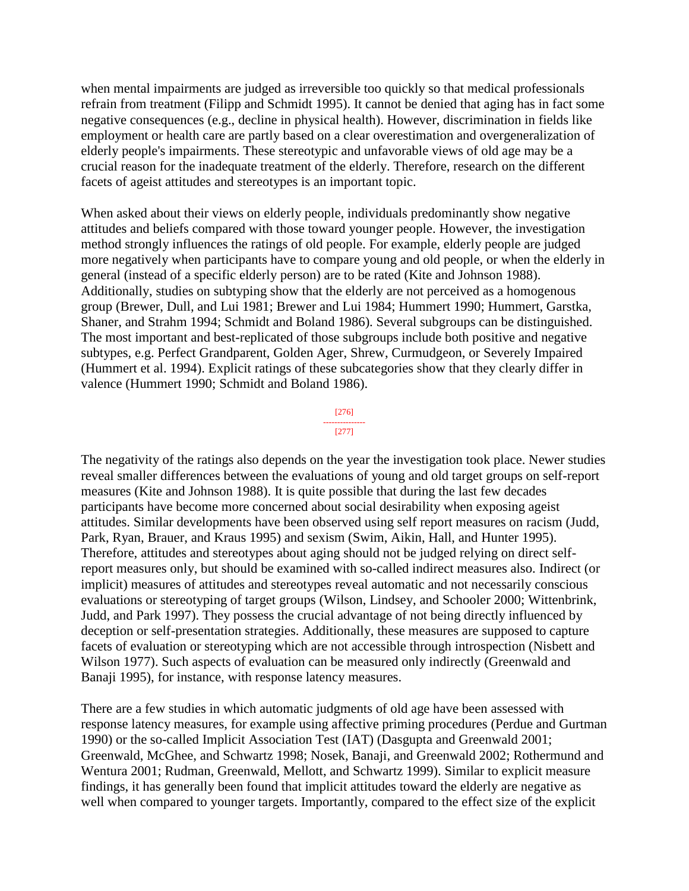when mental impairments are judged as irreversible too quickly so that medical professionals refrain from treatment (Filipp and Schmidt 1995). It cannot be denied that aging has in fact some negative consequences (e.g., decline in physical health). However, discrimination in fields like employment or health care are partly based on a clear overestimation and overgeneralization of elderly people's impairments. These stereotypic and unfavorable views of old age may be a crucial reason for the inadequate treatment of the elderly. Therefore, research on the different facets of ageist attitudes and stereotypes is an important topic.

When asked about their views on elderly people, individuals predominantly show negative attitudes and beliefs compared with those toward younger people. However, the investigation method strongly influences the ratings of old people. For example, elderly people are judged more negatively when participants have to compare young and old people, or when the elderly in general (instead of a specific elderly person) are to be rated (Kite and Johnson 1988). Additionally, studies on subtyping show that the elderly are not perceived as a homogenous group (Brewer, Dull, and Lui 1981; Brewer and Lui 1984; Hummert 1990; Hummert, Garstka, Shaner, and Strahm 1994; Schmidt and Boland 1986). Several subgroups can be distinguished. The most important and best-replicated of those subgroups include both positive and negative subtypes, e.g. Perfect Grandparent, Golden Ager, Shrew, Curmudgeon, or Severely Impaired (Hummert et al. 1994). Explicit ratings of these subcategories show that they clearly differ in valence (Hummert 1990; Schmidt and Boland 1986).

The negativity of the ratings also depends on the year the investigation took place. Newer studies reveal smaller differences between the evaluations of young and old target groups on self-report measures (Kite and Johnson 1988). It is quite possible that during the last few decades participants have become more concerned about social desirability when exposing ageist attitudes. Similar developments have been observed using self report measures on racism (Judd, Park, Ryan, Brauer, and Kraus 1995) and sexism (Swim, Aikin, Hall, and Hunter 1995). Therefore, attitudes and stereotypes about aging should not be judged relying on direct self-report measures only, but should be examined with so-called indirect measures also. Indirect (or implicit) measures of attitudes and stereotypes reveal automatic and not necessarily conscious evaluations or stereotyping of target groups (Wilson, Lindsey, and Schooler 2000; Wittenbrink, Judd, and Park 1997). They possess the crucial advantage of not being directly influenced by deception or self-presentation strategies. Additionally, these measures are supposed to capture facets of evaluation or stereotyping which are not accessible through introspection (Nisbett and Wilson 1977). Such aspects of evaluation can be measured only indirectly (Greenwald and Banaji 1995), for instance, with response latency measures.

There are a few studies in which automatic judgments of old age have been assessed with response latency measures, for example using affective priming procedures (Perdue and Gurtman 1990) or the so-called Implicit Association Test (IAT) (Dasgupta and Greenwald 2001; Greenwald, McGhee, and Schwartz 1998; Nosek, Banaji, and Greenwald 2002; Rothermund and Wentura 2001; Rudman, Greenwald, Mellott, and Schwartz 1999). Similar to explicit measure findings, it has generally been found that implicit attitudes toward the elderly are negative as well when compared to younger targets. Importantly, compared to the effect size of the explicit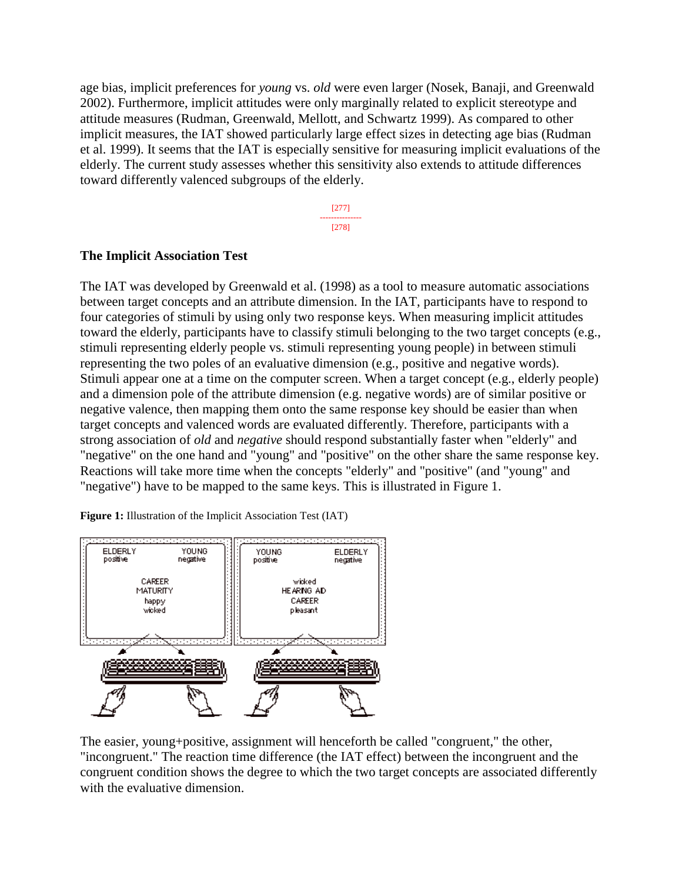age bias, implicit preferences for *young* vs. *old* were even larger (Nosek, Banaji, and Greenwald 2002). Furthermore, implicit attitudes were only marginally related to explicit stereotype and attitude measures (Rudman, Greenwald, Mellott, and Schwartz 1999). As compared to other implicit measures, the IAT showed particularly large effect sizes in detecting age bias (Rudman et al. 1999). It seems that the IAT is especially sensitive for measuring implicit evaluations of the elderly. The current study assesses whether this sensitivity also extends to attitude differences toward differently valenced subgroups of the elderly.

## The Implicit Association Test

The IAT was developed by Greenwald et al. (1998) as a tool to measure automatic associations between target concepts and an attribute dimension. In the IAT, participants have to respond to four categories of stimuli by using only two response keys. When measuring implicit attitudes toward the elderly, participants have to classify stimuli belonging to the two target concepts (e.g., stimuli representing elderly people vs. stimuli representing young people) in between stimuli representing the two poles of an evaluative dimension (e.g., positive and negative words). Stimuli appear one at a time on the computer screen. When a target concept (e.g., elderly people) and a dimension pole of the attribute dimension (e.g. negative words) are of similar positive or negative valence, then mapping them onto the same response key should be easier than when target concepts and valenced words are evaluated differently. Therefore, participants with a strong association of *old* and *negative* should respond substantially faster when "elderly" and "negative" on the one hand and "young" and "positive" on the other share the same response key. Reactions will take more time when the concepts "elderly" and "positive" (and "young" and "negative") have to be mapped to the same keys. This is illustrated in Figure 1.

**Figure 1:** Illustration of the Implicit Association Test (IAT)

The easier, young+positive, assignment will henceforth be called "congruent," the other, "incongruent." The reaction time difference (the IAT effect) between the incongruent and the congruent condition shows the degree to which the two target concepts are associated differently with the evaluative dimension.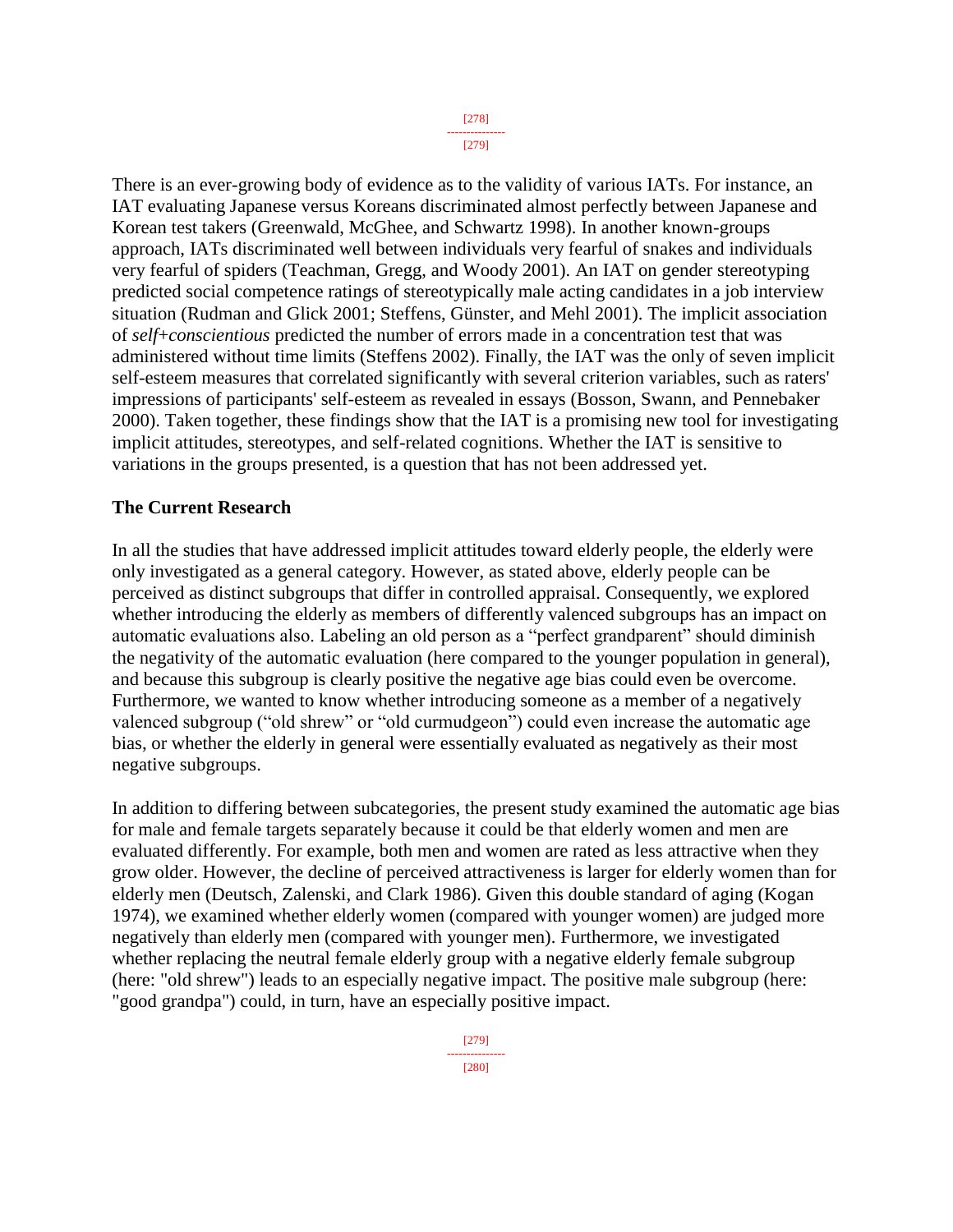There is an ever-growing body of evidence as to the validity of various IATs. For instance, an IAT evaluating Japanese versus Koreans discriminated almost perfectly between Japanese and Korean test takers (Greenwald, McGhee, and Schwartz 1998). In another known-groups approach, IATs discriminated well between individuals very fearful of snakes and individuals very fearful of spiders (Teachman, Gregg, and Woody 2001). An IAT on gender stereotyping predicted social competence ratings of stereotypically male acting candidates in a job interview situation (Rudman and Glick 2001; Steffens, Günster, and Mehl 2001). The implicit association of *self+conscientious* predicted the number of errors made in a concentration test that was administered without time limits (Steffens 2002). Finally, the IAT was the only of seven implicit self-esteem measures that correlated significantly with several criterion variables, such as raters' impressions of participants' self-esteem as revealed in essays (Bosson, Swann, and Pennebaker 2000). Taken together, these findings show that the IAT is a promising new tool for investigating implicit attitudes, stereotypes, and self-related cognitions. Whether the IAT is sensitive to variations in the groups presented, is a question that has not been addressed yet.

## The Current Research

In all the studies that have addressed implicit attitudes toward elderly people, the elderly were only investigated as a general category. However, as stated above, elderly people can be perceived as distinct subgroups that differ in controlled appraisal. Consequently, we explored whether introducing the elderly as members of differently valenced subgroups has an impact on automatic evaluations also. Labeling an old person as a "perfect grandparent" should diminish the negativity of the automatic evaluation (here compared to the younger population in general), and because this subgroup is clearly positive the negative age bias could even be overcome. Furthermore, we wanted to know whether introducing someone as a member of a negatively valenced subgroup ("old shrew" or "old curmudgeon") could even increase the automatic age bias, or whether the elderly in general were essentially evaluated as negatively as their most negative subgroups.

In addition to differing between subcategories, the present study examined the automatic age bias for male and female targets separately because it could be that elderly women and men are evaluated differently. For example, both men and women are rated as less attractive when they grow older. However, the decline of perceived attractiveness is larger for elderly women than for elderly men (Deutsch, Zalenski, and Clark 1986). Given this double standard of aging (Kogan 1974), we examined whether elderly women (compared with younger women) are judged more negatively than elderly men (compared with younger men). Furthermore, we investigated whether replacing the neutral female elderly group with a negative elderly female subgroup (here: "old shrew") leads to an especially negative impact. The positive male subgroup (here: "good grandpa") could, in turn, have an especially positive impact.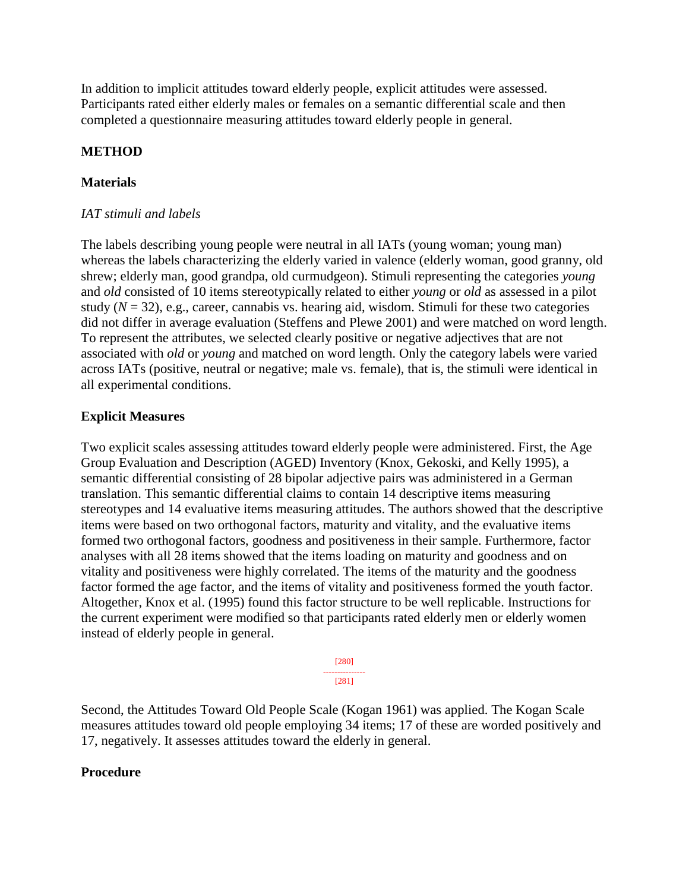In addition to implicit attitudes toward elderly people, explicit attitudes were assessed. Participants rated either elderly males or females on a semantic differential scale and then completed a questionnaire measuring attitudes toward elderly people in general.

## METHOD

### Materials

#### *IAT stimuli and labels*

The labels describing young people were neutral in all IATs (young woman; young man) whereas the labels characterizing the elderly varied in valence (elderly woman, good granny, old shrew; elderly man, good grandpa, old curmudgeon). Stimuli representing the categories *young* and *old* consisted of 10 items stereotypically related to either *young* or *old* as assessed in a pilot study ($N = 32$), e.g., career, cannabis vs. hearing aid, wisdom. Stimuli for these two categories did not differ in average evaluation (Steffens and Plewe 2001) and were matched on word length. To represent the attributes, we selected clearly positive or negative adjectives that are not associated with *old* or *young* and matched on word length. Only the category labels were varied across IATs (positive, neutral or negative; male vs. female), that is, the stimuli were identical in all experimental conditions.

### Explicit Measures

Two explicit scales assessing attitudes toward elderly people were administered. First, the Age Group Evaluation and Description (AGED) Inventory (Knox, Gekoski, and Kelly 1995), a semantic differential consisting of 28 bipolar adjective pairs was administered in a German translation. This semantic differential claims to contain 14 descriptive items measuring stereotypes and 14 evaluative items measuring attitudes. The authors showed that the descriptive items were based on two orthogonal factors, maturity and vitality, and the evaluative items formed two orthogonal factors, goodness and positiveness in their sample. Furthermore, factor analyses with all 28 items showed that the items loading on maturity and goodness and on vitality and positiveness were highly correlated. The items of the maturity and the goodness factor formed the age factor, and the items of vitality and positiveness formed the youth factor. Altogether, Knox et al. (1995) found this factor structure to be well replicable. Instructions for the current experiment were modified so that participants rated elderly men or elderly women instead of elderly people in general.

Second, the Attitudes Toward Old People Scale (Kogan 1961) was applied. The Kogan Scale measures attitudes toward old people employing 34 items; 17 of these are worded positively and 17, negatively. It assesses attitudes toward the elderly in general.

### Procedure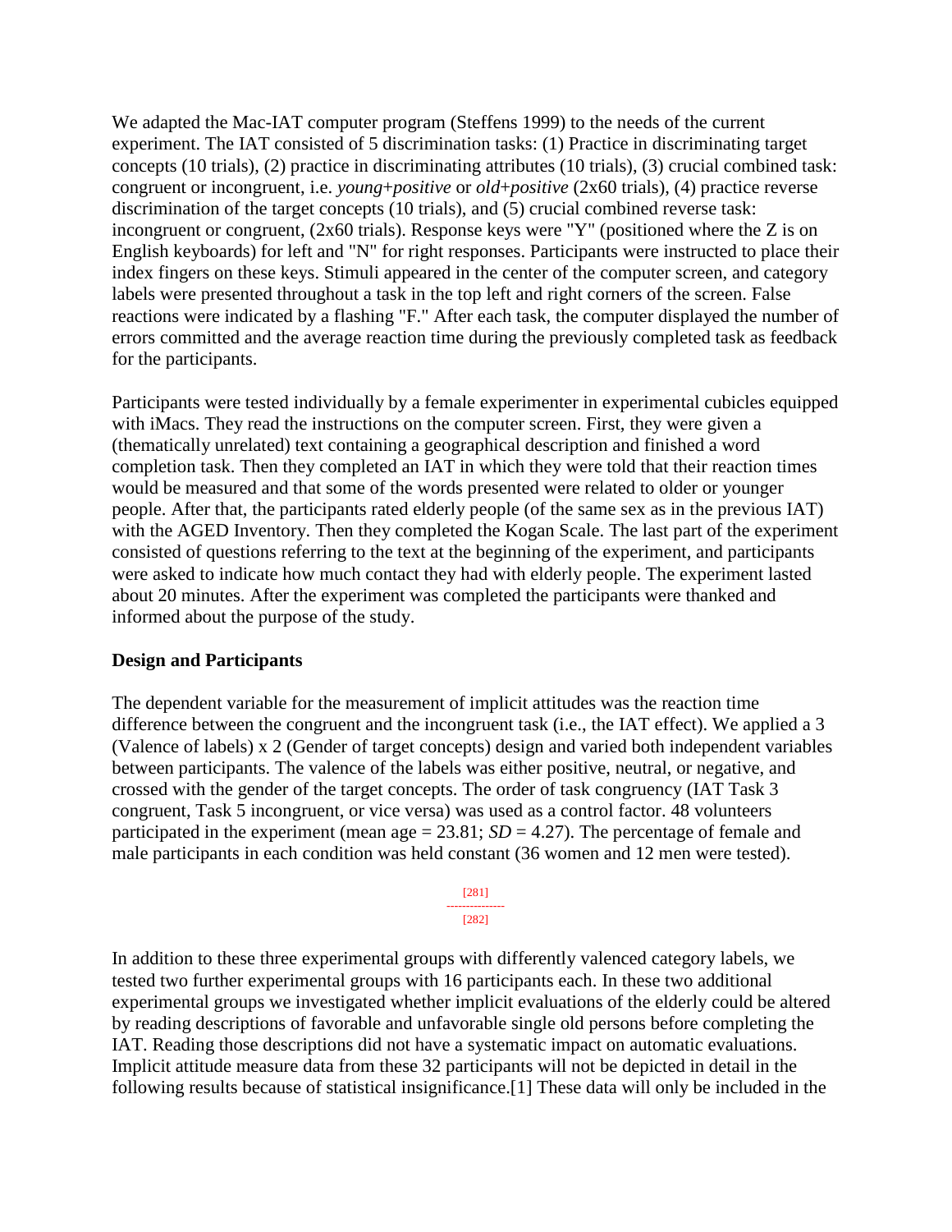We adapted the Mac-IAT computer program (Steffens 1999) to the needs of the current experiment. The IAT consisted of 5 discrimination tasks: (1) Practice in discriminating target concepts (10 trials), (2) practice in discriminating attributes (10 trials), (3) crucial combined task: congruent or incongruent, i.e. *young+positive* or *old+positive* (2x60 trials), (4) practice reverse discrimination of the target concepts (10 trials), and (5) crucial combined reverse task: incongruent or congruent, (2x60 trials). Response keys were "Y" (positioned where the Z is on English keyboards) for left and "N" for right responses. Participants were instructed to place their index fingers on these keys. Stimuli appeared in the center of the computer screen, and category labels were presented throughout a task in the top left and right corners of the screen. False reactions were indicated by a flashing "F." After each task, the computer displayed the number of errors committed and the average reaction time during the previously completed task as feedback for the participants.

Participants were tested individually by a female experimenter in experimental cubicles equipped with iMacs. They read the instructions on the computer screen. First, they were given a (thematically unrelated) text containing a geographical description and finished a word completion task. Then they completed an IAT in which they were told that their reaction times would be measured and that some of the words presented were related to older or younger people. After that, the participants rated elderly people (of the same sex as in the previous IAT) with the AGED Inventory. Then they completed the Kogan Scale. The last part of the experiment consisted of questions referring to the text at the beginning of the experiment, and participants were asked to indicate how much contact they had with elderly people. The experiment lasted about 20 minutes. After the experiment was completed the participants were thanked and informed about the purpose of the study.

**Design and Participants**

The dependent variable for the measurement of implicit attitudes was the reaction time difference between the congruent and the incongruent task (i.e., the IAT effect). We applied a 3 (Valence of labels) x 2 (Gender of target concepts) design and varied both independent variables between participants. The valence of the labels was either positive, neutral, or negative, and crossed with the gender of the target concepts. The order of task congruency (IAT Task 3 congruent, Task 5 incongruent, or vice versa) was used as a control factor. 48 volunteers participated in the experiment (mean age = 23.81; *SD* = 4.27). The percentage of female and male participants in each condition was held constant (36 women and 12 men were tested).

In addition to these three experimental groups with differently valenced category labels, we tested two further experimental groups with 16 participants each. In these two additional experimental groups we investigated whether implicit evaluations of the elderly could be altered by reading descriptions of favorable and unfavorable single old persons before completing the IAT. Reading those descriptions did not have a systematic impact on automatic evaluations. Implicit attitude measure data from these 32 participants will not be depicted in detail in the following results because of statistical insignificance.[1] These data will only be included in the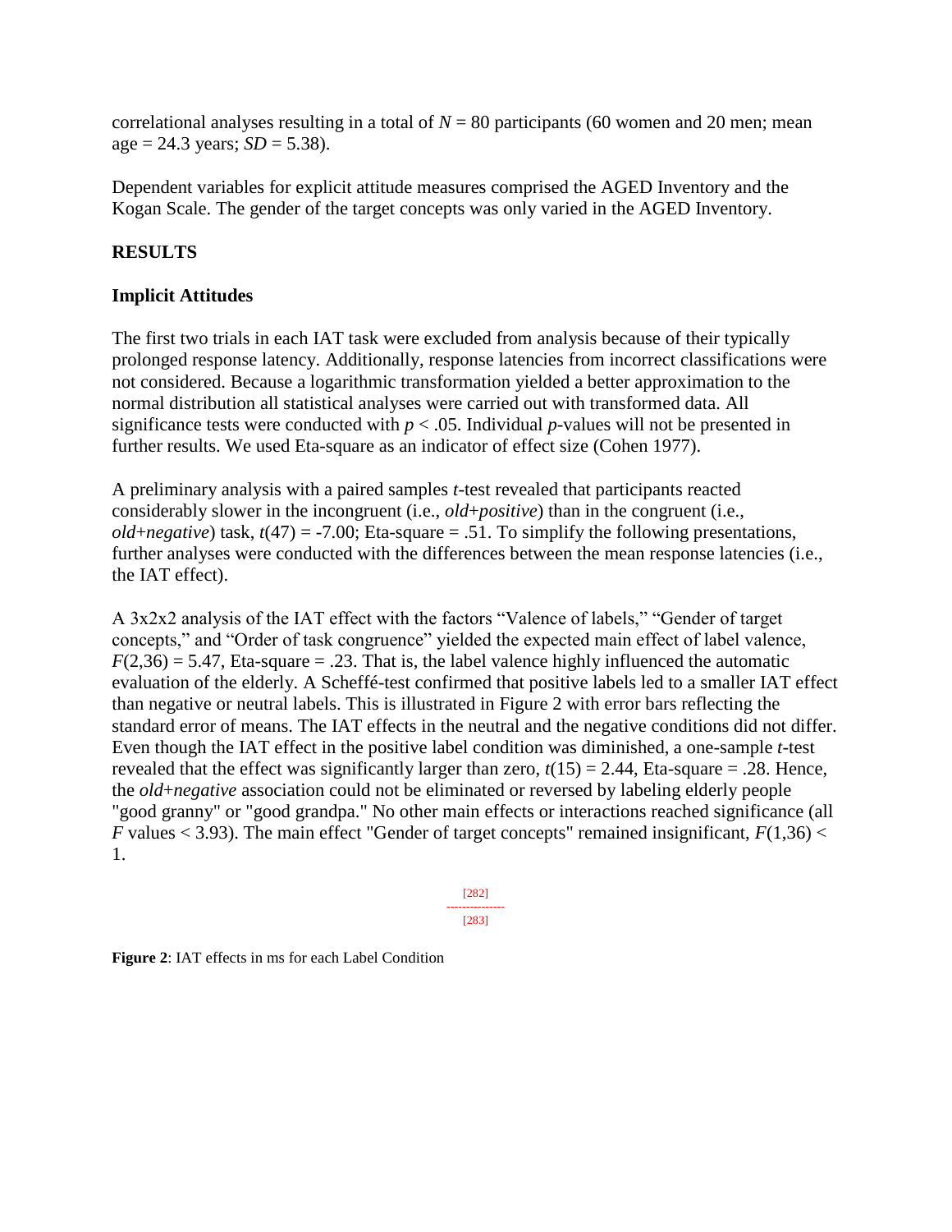correlational analyses resulting in a total of $N = 80$ participants (60 women and 20 men; mean age = 24.3 years; $SD = 5.38$).

Dependent variables for explicit attitude measures comprised the AGED Inventory and the Kogan Scale. The gender of the target concepts was only varied in the AGED Inventory.

## RESULTS

### Implicit Attitudes

The first two trials in each IAT task were excluded from analysis because of their typically prolonged response latency. Additionally, response latencies from incorrect classifications were not considered. Because a logarithmic transformation yielded a better approximation to the normal distribution all statistical analyses were carried out with transformed data. All significance tests were conducted with $p < .05$. Individual $p$-values will not be presented in further results. We used Eta-square as an indicator of effect size (Cohen 1977).

A preliminary analysis with a paired samples $t$-test revealed that participants reacted considerably slower in the incongruent (i.e., *old+positive*) than in the congruent (i.e., *old+negative*) task, $t(47) = -7.00$; Eta-square = .51. To simplify the following presentations, further analyses were conducted with the differences between the mean response latencies (i.e., the IAT effect).

A 3x2x2 analysis of the IAT effect with the factors "Valence of labels," "Gender of target concepts," and "Order of task congruence" yielded the expected main effect of label valence, $F(2,36) = 5.47$, Eta-square = .23. That is, the label valence highly influenced the automatic evaluation of the elderly. A Scheffé-test confirmed that positive labels led to a smaller IAT effect than negative or neutral labels. This is illustrated in Figure 2 with error bars reflecting the standard error of means. The IAT effects in the neutral and the negative conditions did not differ. Even though the IAT effect in the positive label condition was diminished, a one-sample $t$-test revealed that the effect was significantly larger than zero, $t(15) = 2.44$, Eta-square = .28. Hence, the *old+negative* association could not be eliminated or reversed by labeling elderly people "good granny" or "good grandpa." No other main effects or interactions reached significance (all $F$ values < 3.93). The main effect "Gender of target concepts" remained insignificant, $F(1,36) < 1$.

[282]
---------------
[283]

**Figure 2**: IAT effects in ms for each Label Condition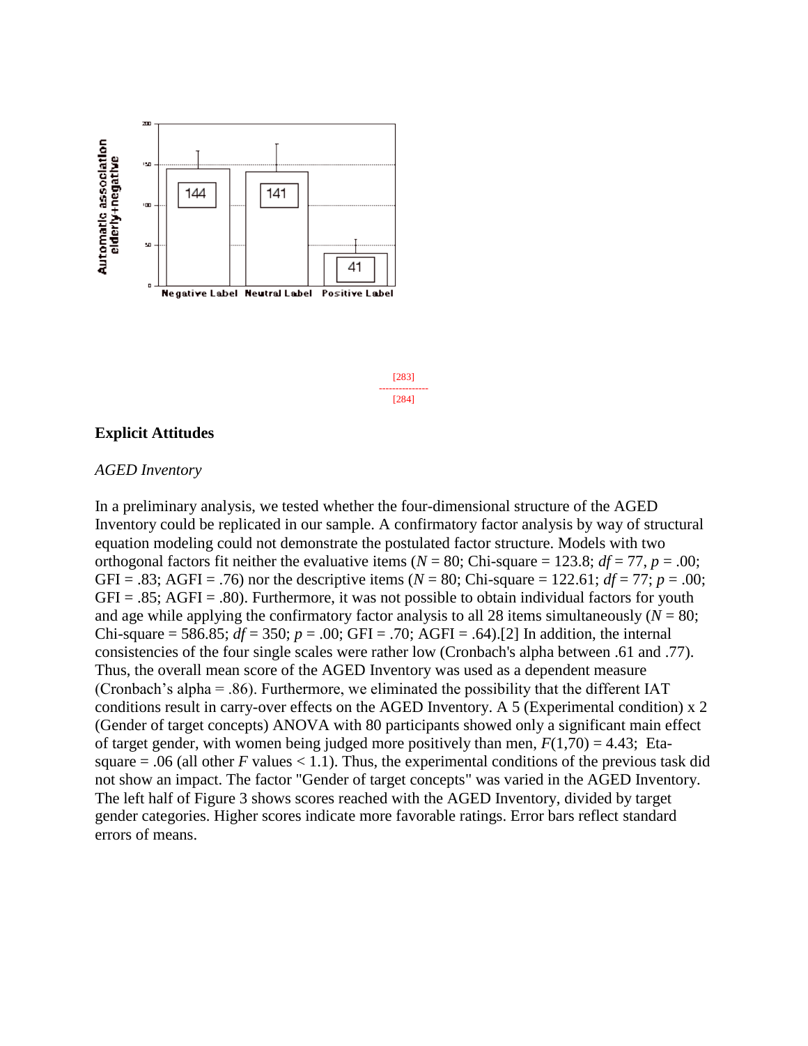## Explicit Attitudes

### *AGED Inventory*

In a preliminary analysis, we tested whether the four-dimensional structure of the AGED Inventory could be replicated in our sample. A confirmatory factor analysis by way of structural equation modeling could not demonstrate the postulated factor structure. Models with two orthogonal factors fit neither the evaluative items ($N$ = 80; Chi-square = 123.8; $df$ = 77, $p$ = .00; GFI = .83; AGFI = .76) nor the descriptive items ($N$ = 80; Chi-square = 122.61; $df$ = 77; $p$ = .00; GFI = .85; AGFI = .80). Furthermore, it was not possible to obtain individual factors for youth and age while applying the confirmatory factor analysis to all 28 items simultaneously ($N$ = 80; Chi-square = 586.85; $df$ = 350; $p$ = .00; GFI = .70; AGFI = .64).[2] In addition, the internal consistencies of the four single scales were rather low (Cronbach's alpha between .61 and .77). Thus, the overall mean score of the AGED Inventory was used as a dependent measure (Cronbach's alpha = .86). Furthermore, we eliminated the possibility that the different IAT conditions result in carry-over effects on the AGED Inventory. A 5 (Experimental condition) x 2 (Gender of target concepts) ANOVA with 80 participants showed only a significant main effect of target gender, with women being judged more positively than men, $F(1,70) = 4.43$; Eta-square = .06 (all other $F$ values < 1.1). Thus, the experimental conditions of the previous task did not show an impact. The factor "Gender of target concepts" was varied in the AGED Inventory. The left half of Figure 3 shows scores reached with the AGED Inventory, divided by target gender categories. Higher scores indicate more favorable ratings. Error bars reflect standard errors of means.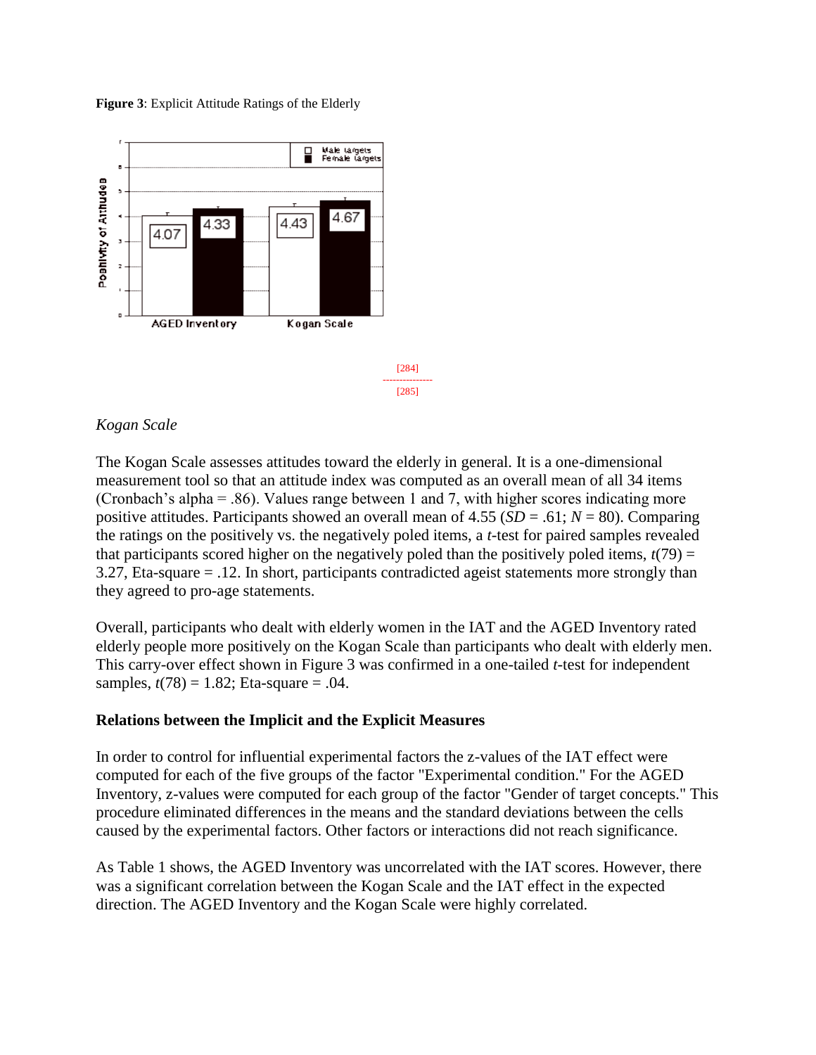**Figure 3**: Explicit Attitude Ratings of the Elderly

Kogan Scale

*Kogan Scale*

The Kogan Scale assesses attitudes toward the elderly in general. It is a one-dimensional measurement tool so that an attitude index was computed as an overall mean of all 34 items (Cronbach's alpha = .86). Values range between 1 and 7, with higher scores indicating more positive attitudes. Participants showed an overall mean of 4.55 ($SD$ = .61; $N$ = 80). Comparing the ratings on the positively vs. the negatively poled items, a $t$-test for paired samples revealed that participants scored higher on the negatively poled than the positively poled items, $t(79)$ = 3.27, Eta-square = .12. In short, participants contradicted ageist statements more strongly than they agreed to pro-age statements.

Overall, participants who dealt with elderly women in the IAT and the AGED Inventory rated elderly people more positively on the Kogan Scale than participants who dealt with elderly men. This carry-over effect shown in Figure 3 was confirmed in a one-tailed $t$-test for independent samples, $t(78)$ = 1.82; Eta-square = .04.

**Relations between the Implicit and the Explicit Measures**

In order to control for influential experimental factors the z-values of the IAT effect were computed for each of the five groups of the factor "Experimental condition." For the AGED Inventory, z-values were computed for each group of the factor "Gender of target concepts." This procedure eliminated differences in the means and the standard deviations between the cells caused by the experimental factors. Other factors or interactions did not reach significance.

As Table 1 shows, the AGED Inventory was uncorrelated with the IAT scores. However, there was a significant correlation between the Kogan Scale and the IAT effect in the expected direction. The AGED Inventory and the Kogan Scale were highly correlated.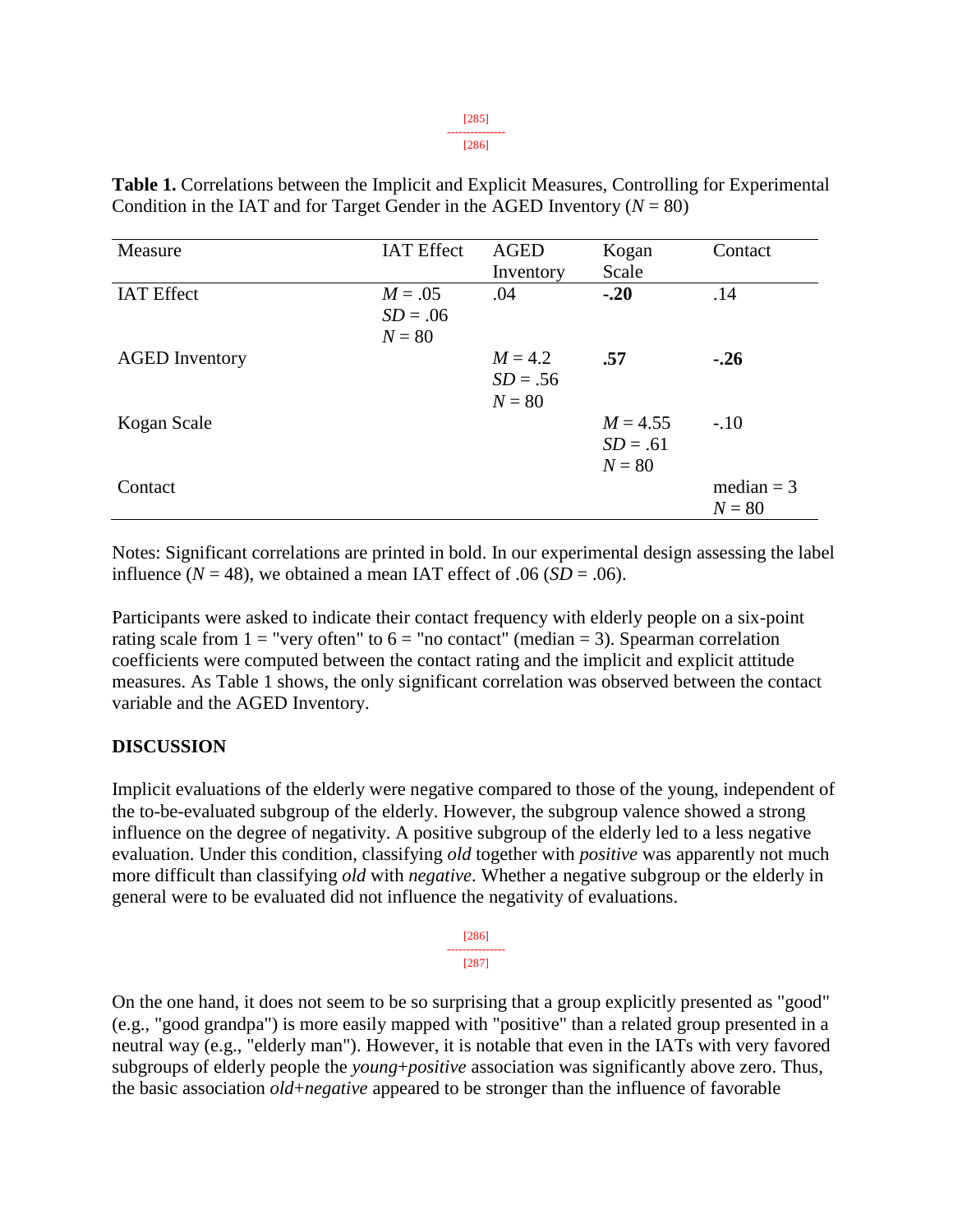**Table 1.** Correlations between the Implicit and Explicit Measures, Controlling for Experimental Condition in the IAT and for Target Gender in the AGED Inventory ($N$ = 80)

| Measure | IAT Effect | AGED Inventory | Kogan Scale | Contact |
|---|---|---|---|---|
| IAT Effect | $M$ = .05<br>$SD$ = .06<br>$N$ = 80 | .04 | **-.20** | .14 |
| AGED Inventory | | $M$ = 4.2<br>$SD$ = .56<br>$N$ = 80 | **.57** | **-.26** |
| Kogan Scale | | | $M$ = 4.55<br>$SD$ = .61<br>$N$ = 80 | -.10 |
| Contact | | | | median = 3<br>$N$ = 80 |

Notes: Significant correlations are printed in bold. In our experimental design assessing the label influence ($N$ = 48), we obtained a mean IAT effect of .06 ($SD$ = .06).

Participants were asked to indicate their contact frequency with elderly people on a six-point rating scale from 1 = "very often" to 6 = "no contact" (median = 3). Spearman correlation coefficients were computed between the contact rating and the implicit and explicit attitude measures. As Table 1 shows, the only significant correlation was observed between the contact variable and the AGED Inventory.

## DISCUSSION

Implicit evaluations of the elderly were negative compared to those of the young, independent of the to-be-evaluated subgroup of the elderly. However, the subgroup valence showed a strong influence on the degree of negativity. A positive subgroup of the elderly led to a less negative evaluation. Under this condition, classifying *old* together with *positive* was apparently not much more difficult than classifying *old* with *negative*. Whether a negative subgroup or the elderly in general were to be evaluated did not influence the negativity of evaluations.

On the one hand, it does not seem to be so surprising that a group explicitly presented as "good" (e.g., "good grandpa") is more easily mapped with "positive" than a related group presented in a neutral way (e.g., "elderly man"). However, it is notable that even in the IATs with very favored subgroups of elderly people the *young*+*positive* association was significantly above zero. Thus, the basic association *old*+*negative* appeared to be stronger than the influence of favorable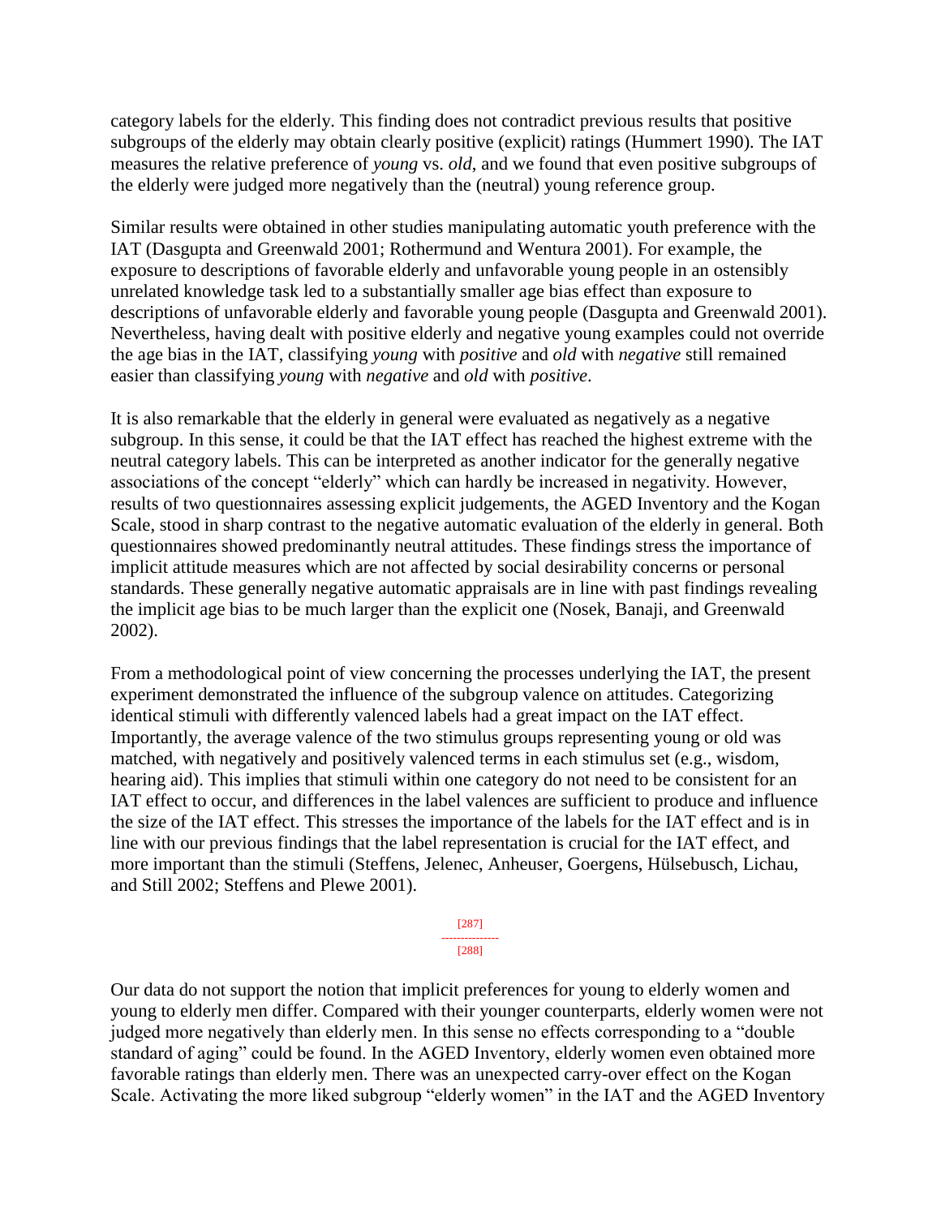category labels for the elderly. This finding does not contradict previous results that positive subgroups of the elderly may obtain clearly positive (explicit) ratings (Hummert 1990). The IAT measures the relative preference of *young* vs. *old*, and we found that even positive subgroups of the elderly were judged more negatively than the (neutral) young reference group.

Similar results were obtained in other studies manipulating automatic youth preference with the IAT (Dasgupta and Greenwald 2001; Rothermund and Wentura 2001). For example, the exposure to descriptions of favorable elderly and unfavorable young people in an ostensibly unrelated knowledge task led to a substantially smaller age bias effect than exposure to descriptions of unfavorable elderly and favorable young people (Dasgupta and Greenwald 2001). Nevertheless, having dealt with positive elderly and negative young examples could not override the age bias in the IAT, classifying *young* with *positive* and *old* with *negative* still remained easier than classifying *young* with *negative* and *old* with *positive*.

It is also remarkable that the elderly in general were evaluated as negatively as a negative subgroup. In this sense, it could be that the IAT effect has reached the highest extreme with the neutral category labels. This can be interpreted as another indicator for the generally negative associations of the concept "elderly" which can hardly be increased in negativity. However, results of two questionnaires assessing explicit judgements, the AGED Inventory and the Kogan Scale, stood in sharp contrast to the negative automatic evaluation of the elderly in general. Both questionnaires showed predominantly neutral attitudes. These findings stress the importance of implicit attitude measures which are not affected by social desirability concerns or personal standards. These generally negative automatic appraisals are in line with past findings revealing the implicit age bias to be much larger than the explicit one (Nosek, Banaji, and Greenwald 2002).

From a methodological point of view concerning the processes underlying the IAT, the present experiment demonstrated the influence of the subgroup valence on attitudes. Categorizing identical stimuli with differently valenced labels had a great impact on the IAT effect. Importantly, the average valence of the two stimulus groups representing young or old was matched, with negatively and positively valenced terms in each stimulus set (e.g., wisdom, hearing aid). This implies that stimuli within one category do not need to be consistent for an IAT effect to occur, and differences in the label valences are sufficient to produce and influence the size of the IAT effect. This stresses the importance of the labels for the IAT effect and is in line with our previous findings that the label representation is crucial for the IAT effect, and more important than the stimuli (Steffens, Jelenec, Anheuser, Goergens, Hülsebusch, Lichau, and Still 2002; Steffens and Plewe 2001).

Our data do not support the notion that implicit preferences for young to elderly women and young to elderly men differ. Compared with their younger counterparts, elderly women were not judged more negatively than elderly men. In this sense no effects corresponding to a "double standard of aging" could be found. In the AGED Inventory, elderly women even obtained more favorable ratings than elderly men. There was an unexpected carry-over effect on the Kogan Scale. Activating the more liked subgroup "elderly women" in the IAT and the AGED Inventory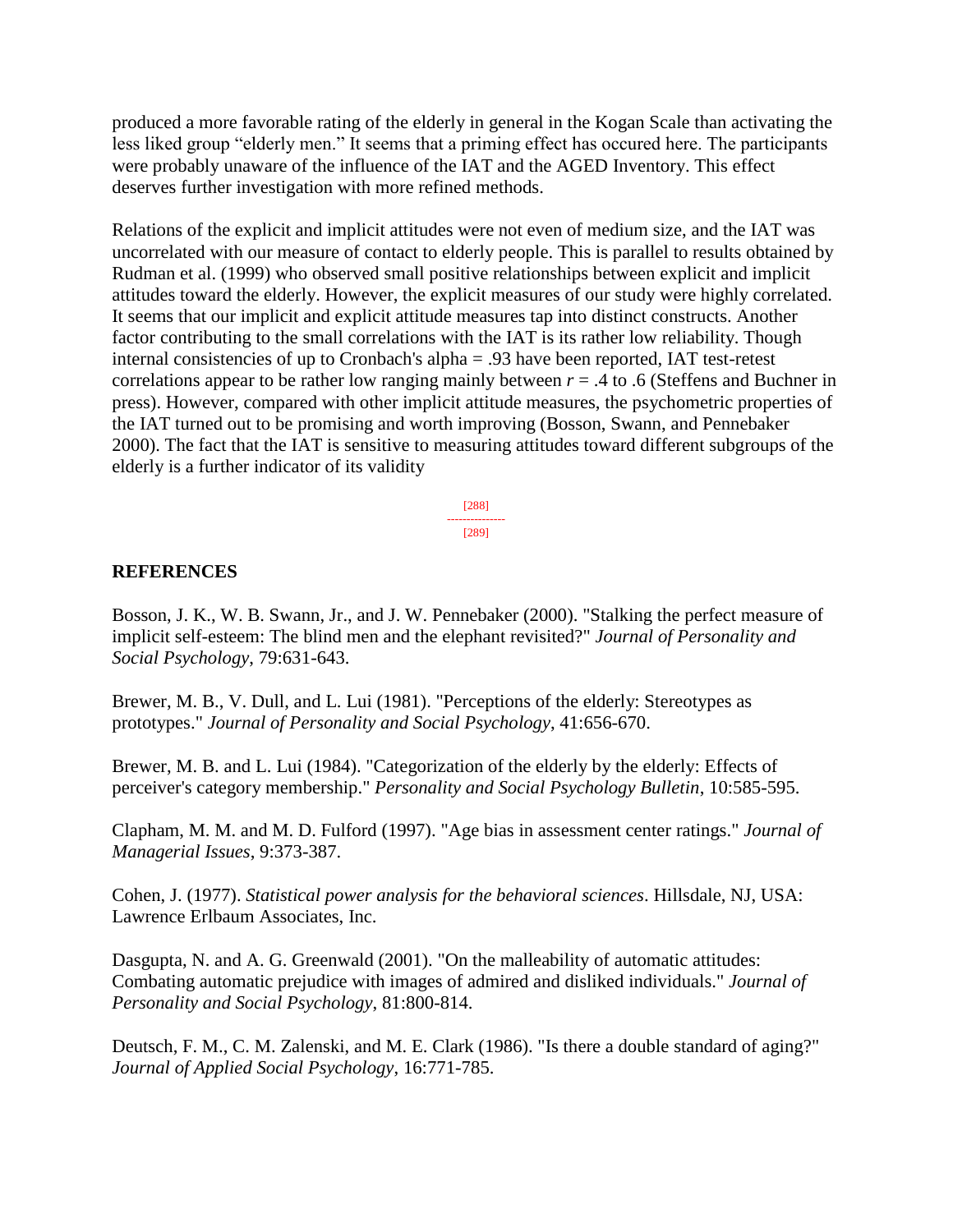produced a more favorable rating of the elderly in general in the Kogan Scale than activating the less liked group "elderly men." It seems that a priming effect has occured here. The participants were probably unaware of the influence of the IAT and the AGED Inventory. This effect deserves further investigation with more refined methods.

Relations of the explicit and implicit attitudes were not even of medium size, and the IAT was uncorrelated with our measure of contact to elderly people. This is parallel to results obtained by Rudman et al. (1999) who observed small positive relationships between explicit and implicit attitudes toward the elderly. However, the explicit measures of our study were highly correlated. It seems that our implicit and explicit attitude measures tap into distinct constructs. Another factor contributing to the small correlations with the IAT is its rather low reliability. Though internal consistencies of up to Cronbach's alpha = .93 have been reported, IAT test-retest correlations appear to be rather low ranging mainly between $r = .4$ to .6 (Steffens and Buchner in press). However, compared with other implicit attitude measures, the psychometric properties of the IAT turned out to be promising and worth improving (Bosson, Swann, and Pennebaker 2000). The fact that the IAT is sensitive to measuring attitudes toward different subgroups of the elderly is a further indicator of its validity

## REFERENCES

Bosson, J. K., W. B. Swann, Jr., and J. W. Pennebaker (2000). "Stalking the perfect measure of implicit self-esteem: The blind men and the elephant revisited?" *Journal of Personality and Social Psychology*, 79:631-643.

Brewer, M. B., V. Dull, and L. Lui (1981). "Perceptions of the elderly: Stereotypes as prototypes." *Journal of Personality and Social Psychology*, 41:656-670.

Brewer, M. B. and L. Lui (1984). "Categorization of the elderly by the elderly: Effects of perceiver's category membership." *Personality and Social Psychology Bulletin*, 10:585-595.

Clapham, M. M. and M. D. Fulford (1997). "Age bias in assessment center ratings." *Journal of Managerial Issues*, 9:373-387.

Cohen, J. (1977). *Statistical power analysis for the behavioral sciences*. Hillsdale, NJ, USA: Lawrence Erlbaum Associates, Inc.

Dasgupta, N. and A. G. Greenwald (2001). "On the malleability of automatic attitudes: Combating automatic prejudice with images of admired and disliked individuals." *Journal of Personality and Social Psychology*, 81:800-814.

Deutsch, F. M., C. M. Zalenski, and M. E. Clark (1986). "Is there a double standard of aging?" *Journal of Applied Social Psychology*, 16:771-785.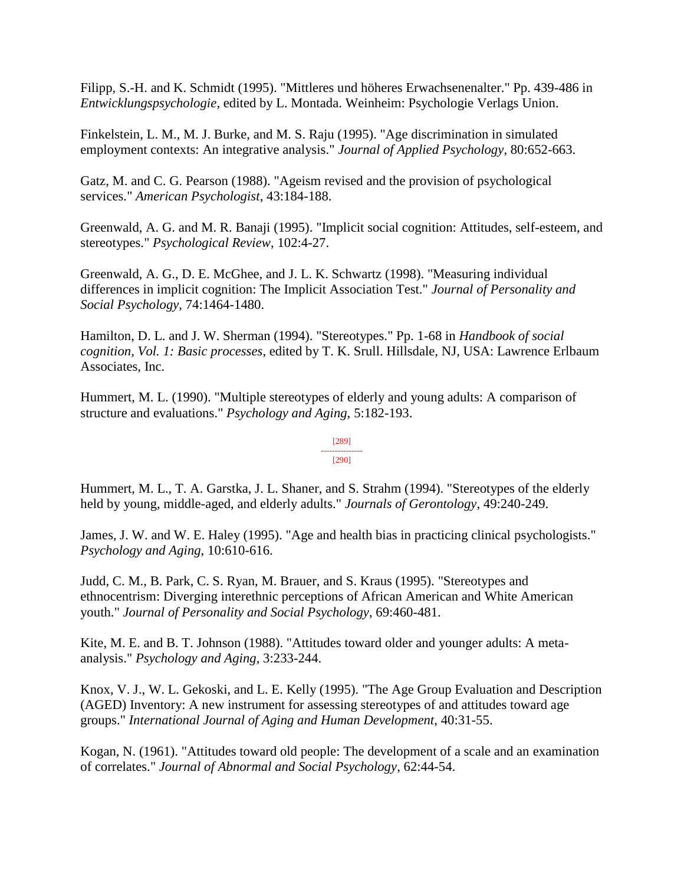Filipp, S.-H. and K. Schmidt (1995). "Mittleres und höheres Erwachsenenalter." Pp. 439-486 in *Entwicklungspsychologie*, edited by L. Montada. Weinheim: Psychologie Verlags Union.

Finkelstein, L. M., M. J. Burke, and M. S. Raju (1995). "Age discrimination in simulated employment contexts: An integrative analysis." *Journal of Applied Psychology*, 80:652-663.

Gatz, M. and C. G. Pearson (1988). "Ageism revised and the provision of psychological services." *American Psychologist*, 43:184-188.

Greenwald, A. G. and M. R. Banaji (1995). "Implicit social cognition: Attitudes, self-esteem, and stereotypes." *Psychological Review*, 102:4-27.

Greenwald, A. G., D. E. McGhee, and J. L. K. Schwartz (1998). "Measuring individual differences in implicit cognition: The Implicit Association Test." *Journal of Personality and Social Psychology*, 74:1464-1480.

Hamilton, D. L. and J. W. Sherman (1994). "Stereotypes." Pp. 1-68 in *Handbook of social cognition, Vol. 1: Basic processes*, edited by T. K. Srull. Hillsdale, NJ, USA: Lawrence Erlbaum Associates, Inc.

Hummert, M. L. (1990). "Multiple stereotypes of elderly and young adults: A comparison of structure and evaluations." *Psychology and Aging*, 5:182-193.

Hummert, M. L., T. A. Garstka, J. L. Shaner, and S. Strahm (1994). "Stereotypes of the elderly held by young, middle-aged, and elderly adults." *Journals of Gerontology*, 49:240-249.

James, J. W. and W. E. Haley (1995). "Age and health bias in practicing clinical psychologists." *Psychology and Aging*, 10:610-616.

Judd, C. M., B. Park, C. S. Ryan, M. Brauer, and S. Kraus (1995). "Stereotypes and ethnocentrism: Diverging interethnic perceptions of African American and White American youth." *Journal of Personality and Social Psychology*, 69:460-481.

Kite, M. E. and B. T. Johnson (1988). "Attitudes toward older and younger adults: A meta-analysis." *Psychology and Aging*, 3:233-244.

Knox, V. J., W. L. Gekoski, and L. E. Kelly (1995). "The Age Group Evaluation and Description (AGED) Inventory: A new instrument for assessing stereotypes of and attitudes toward age groups." *International Journal of Aging and Human Development*, 40:31-55.

Kogan, N. (1961). "Attitudes toward old people: The development of a scale and an examination of correlates." *Journal of Abnormal and Social Psychology*, 62:44-54.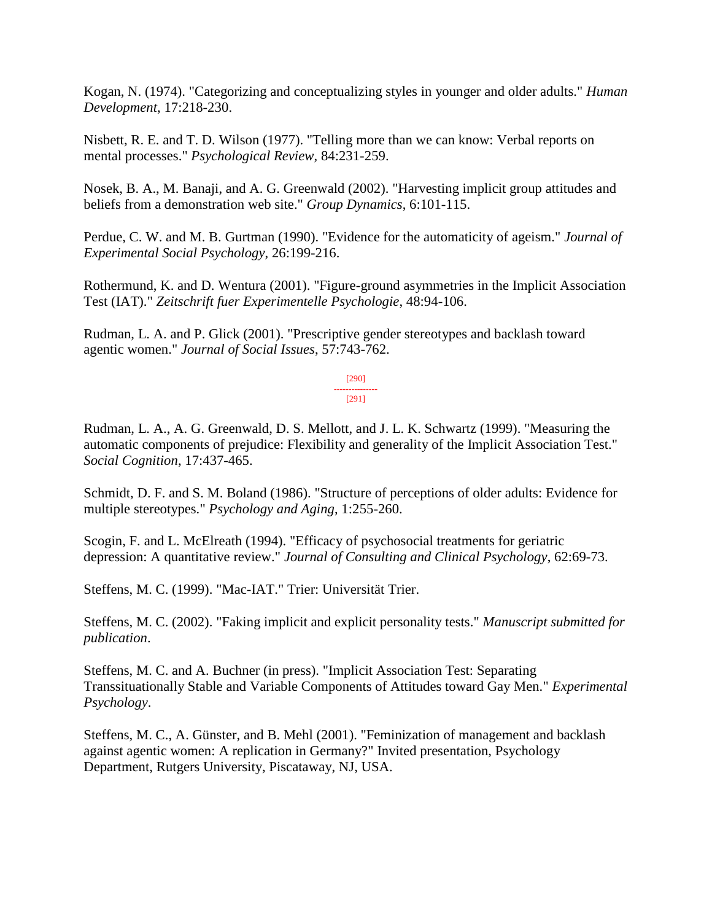Kogan, N. (1974). "Categorizing and conceptualizing styles in younger and older adults." *Human Development*, 17:218-230.

Nisbett, R. E. and T. D. Wilson (1977). "Telling more than we can know: Verbal reports on mental processes." *Psychological Review*, 84:231-259.

Nosek, B. A., M. Banaji, and A. G. Greenwald (2002). "Harvesting implicit group attitudes and beliefs from a demonstration web site." *Group Dynamics*, 6:101-115.

Perdue, C. W. and M. B. Gurtman (1990). "Evidence for the automaticity of ageism." *Journal of Experimental Social Psychology*, 26:199-216.

Rothermund, K. and D. Wentura (2001). "Figure-ground asymmetries in the Implicit Association Test (IAT)." *Zeitschrift fuer Experimentelle Psychologie*, 48:94-106.

Rudman, L. A. and P. Glick (2001). "Prescriptive gender stereotypes and backlash toward agentic women." *Journal of Social Issues*, 57:743-762.

Rudman, L. A., A. G. Greenwald, D. S. Mellott, and J. L. K. Schwartz (1999). "Measuring the automatic components of prejudice: Flexibility and generality of the Implicit Association Test." *Social Cognition*, 17:437-465.

Schmidt, D. F. and S. M. Boland (1986). "Structure of perceptions of older adults: Evidence for multiple stereotypes." *Psychology and Aging*, 1:255-260.

Scogin, F. and L. McElreath (1994). "Efficacy of psychosocial treatments for geriatric depression: A quantitative review." *Journal of Consulting and Clinical Psychology*, 62:69-73.

Steffens, M. C. (1999). "Mac-IAT." Trier: Universität Trier.

Steffens, M. C. (2002). "Faking implicit and explicit personality tests." *Manuscript submitted for publication*.

Steffens, M. C. and A. Buchner (in press). "Implicit Association Test: Separating Transsituationally Stable and Variable Components of Attitudes toward Gay Men." *Experimental Psychology*.

Steffens, M. C., A. Günster, and B. Mehl (2001). "Feminization of management and backlash against agentic women: A replication in Germany?" Invited presentation, Psychology Department, Rutgers University, Piscataway, NJ, USA.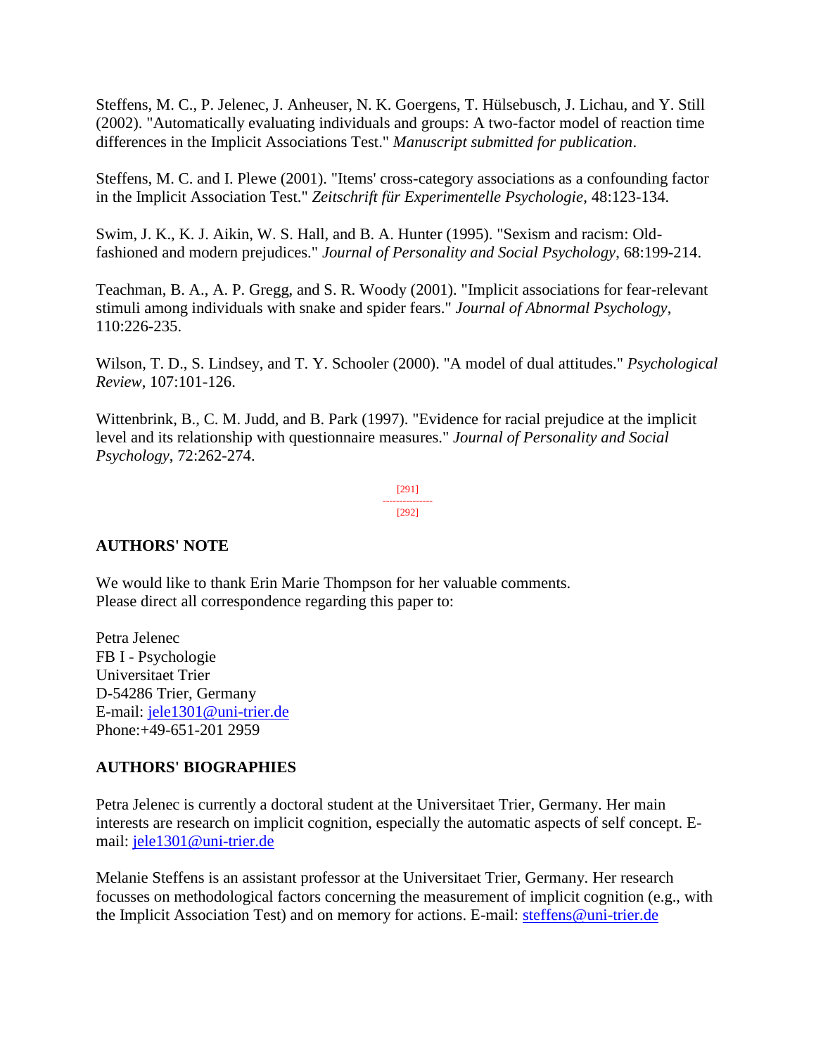Steffens, M. C., P. Jelenec, J. Anheuser, N. K. Goergens, T. Hülsebusch, J. Lichau, and Y. Still (2002). "Automatically evaluating individuals and groups: A two-factor model of reaction time differences in the Implicit Associations Test." *Manuscript submitted for publication*.

Steffens, M. C. and I. Plewe (2001). "Items' cross-category associations as a confounding factor in the Implicit Association Test." *Zeitschrift für Experimentelle Psychologie*, 48:123-134.

Swim, J. K., K. J. Aikin, W. S. Hall, and B. A. Hunter (1995). "Sexism and racism: Old-fashioned and modern prejudices." *Journal of Personality and Social Psychology*, 68:199-214.

Teachman, B. A., A. P. Gregg, and S. R. Woody (2001). "Implicit associations for fear-relevant stimuli among individuals with snake and spider fears." *Journal of Abnormal Psychology*, 110:226-235.

Wilson, T. D., S. Lindsey, and T. Y. Schooler (2000). "A model of dual attitudes." *Psychological Review*, 107:101-126.

Wittenbrink, B., C. M. Judd, and B. Park (1997). "Evidence for racial prejudice at the implicit level and its relationship with questionnaire measures." *Journal of Personality and Social Psychology*, 72:262-274.

## AUTHORS' NOTE

We would like to thank Erin Marie Thompson for her valuable comments.
Please direct all correspondence regarding this paper to:

Petra Jelenec
FB I - Psychologie
Universitaet Trier
D-54286 Trier, Germany
E-mail: jele1301@uni-trier.de
Phone:+49-651-201 2959

## AUTHORS' BIOGRAPHIES

Petra Jelenec is currently a doctoral student at the Universitaet Trier, Germany. Her main interests are research on implicit cognition, especially the automatic aspects of self concept. E-mail: jele1301@uni-trier.de

Melanie Steffens is an assistant professor at the Universitaet Trier, Germany. Her research focusses on methodological factors concerning the measurement of implicit cognition (e.g., with the Implicit Association Test) and on memory for actions. E-mail: steffens@uni-trier.de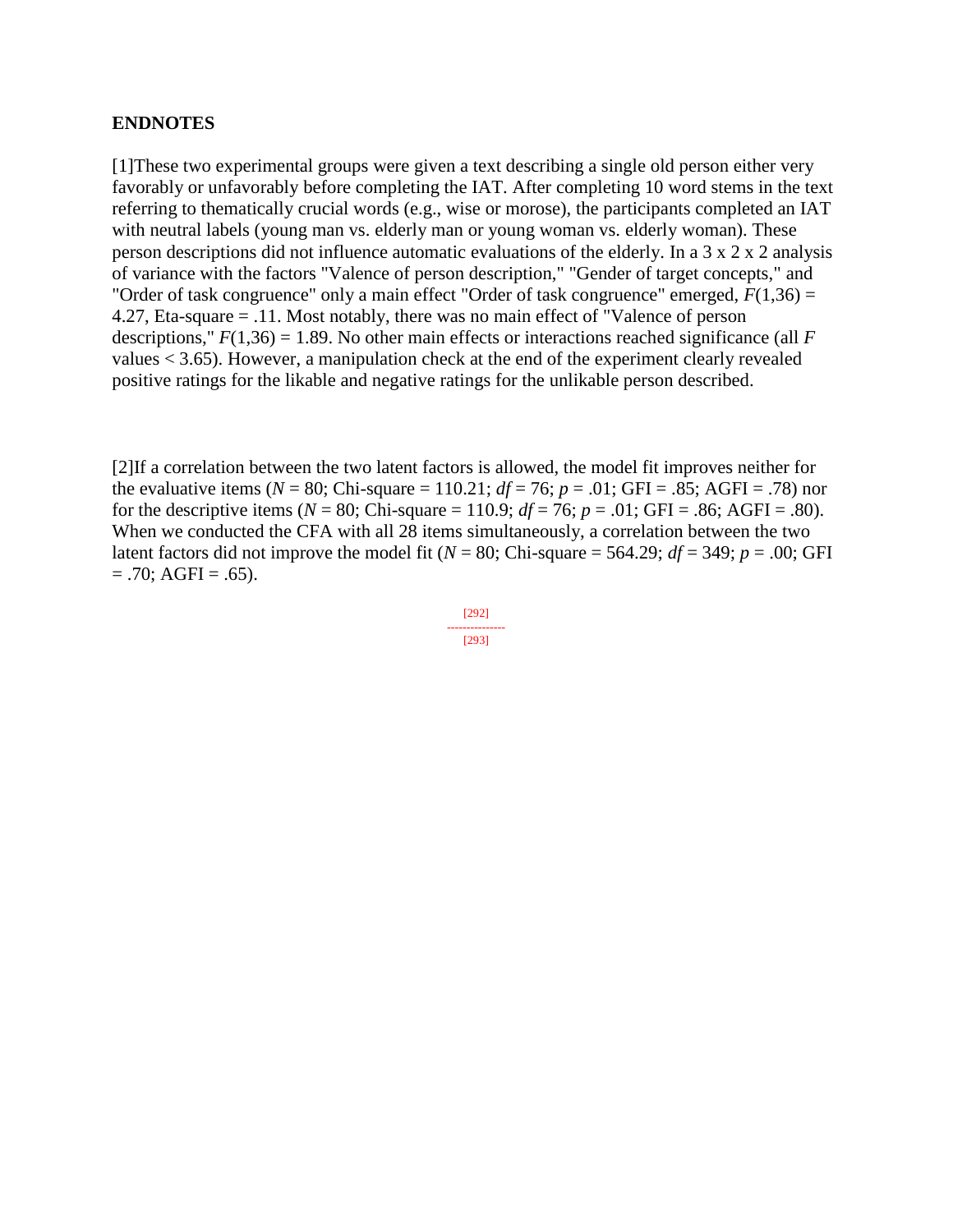## ENDNOTES

[1]These two experimental groups were given a text describing a single old person either very favorably or unfavorably before completing the IAT. After completing 10 word stems in the text referring to thematically crucial words (e.g., wise or morose), the participants completed an IAT with neutral labels (young man vs. elderly man or young woman vs. elderly woman). These person descriptions did not influence automatic evaluations of the elderly. In a 3 x 2 x 2 analysis of variance with the factors "Valence of person description," "Gender of target concepts," and "Order of task congruence" only a main effect "Order of task congruence" emerged, $F(1,36) = 4.27$, Eta-square = .11. Most notably, there was no main effect of "Valence of person descriptions," $F(1,36) = 1.89$. No other main effects or interactions reached significance (all $F$ values < 3.65). However, a manipulation check at the end of the experiment clearly revealed positive ratings for the likable and negative ratings for the unlikable person described.

[2]If a correlation between the two latent factors is allowed, the model fit improves neither for the evaluative items ($N = 80$; Chi-square = 110.21; $df = 76$; $p = .01$; GFI = .85; AGFI = .78) nor for the descriptive items ($N = 80$; Chi-square = 110.9; $df = 76$; $p = .01$; GFI = .86; AGFI = .80). When we conducted the CFA with all 28 items simultaneously, a correlation between the two latent factors did not improve the model fit ($N = 80$; Chi-square = 564.29; $df = 349$; $p = .00$; GFI = .70; AGFI = .65).